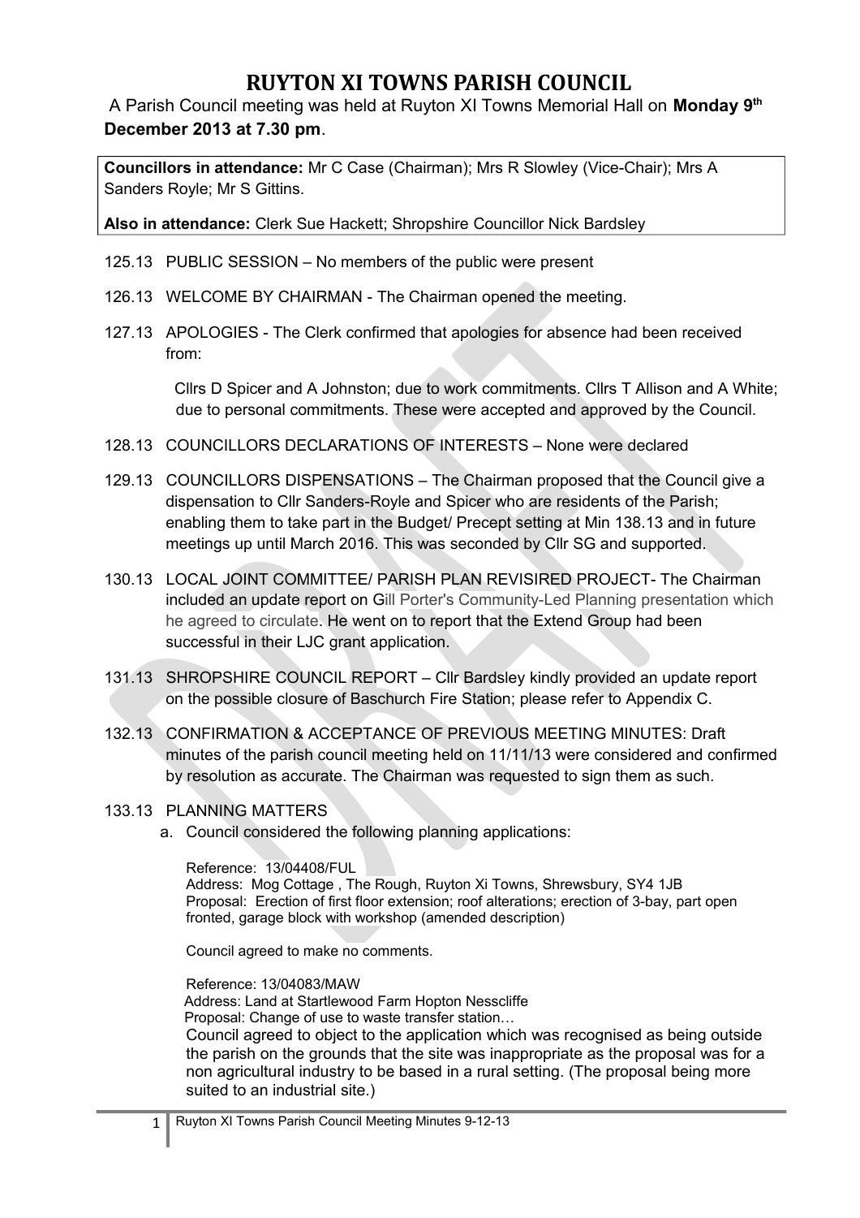# RUYTON XI TOWNS PARISH COUNCIL

A Parish Council meeting was held at Ruyton XI Towns Memorial Hall on **Monday 9th December 2013 at 7.30 pm**.

**Councillors in attendance:** Mr C Case (Chairman); Mrs R Slowley (Vice-Chair); Mrs A Sanders Royle; Mr S Gittins.

**Also in attendance:** Clerk Sue Hackett; Shropshire Councillor Nick Bardsley

125.13 PUBLIC SESSION – No members of the public were present

126.13 WELCOME BY CHAIRMAN - The Chairman opened the meeting.

127.13 APOLOGIES - The Clerk confirmed that apologies for absence had been received from:

Cllrs D Spicer and A Johnston; due to work commitments. Cllrs T Allison and A White; due to personal commitments. These were accepted and approved by the Council.

128.13 COUNCILLORS DECLARATIONS OF INTERESTS – None were declared

129.13 COUNCILLORS DISPENSATIONS – The Chairman proposed that the Council give a dispensation to Cllr Sanders-Royle and Spicer who are residents of the Parish; enabling them to take part in the Budget/ Precept setting at Min 138.13 and in future meetings up until March 2016. This was seconded by Cllr SG and supported.

130.13 LOCAL JOINT COMMITTEE/ PARISH PLAN REVISIRED PROJECT- The Chairman included an update report on Gill Porter's Community-Led Planning presentation which he agreed to circulate. He went on to report that the Extend Group had been successful in their LJC grant application.

131.13 SHROPSHIRE COUNCIL REPORT – Cllr Bardsley kindly provided an update report on the possible closure of Baschurch Fire Station; please refer to Appendix C.

132.13 CONFIRMATION & ACCEPTANCE OF PREVIOUS MEETING MINUTES: Draft minutes of the parish council meeting held on 11/11/13 were considered and confirmed by resolution as accurate. The Chairman was requested to sign them as such.

133.13 PLANNING MATTERS

a. Council considered the following planning applications:

Reference: 13/04408/FUL
Address: Mog Cottage , The Rough, Ruyton Xi Towns, Shrewsbury, SY4 1JB
Proposal: Erection of first floor extension; roof alterations; erection of 3-bay, part open fronted, garage block with workshop (amended description)

Council agreed to make no comments.

Reference: 13/04083/MAW
Address: Land at Startlewood Farm Hopton Nesscliffe
Proposal: Change of use to waste transfer station…
Council agreed to object to the application which was recognised as being outside the parish on the grounds that the site was inappropriate as the proposal was for a non agricultural industry to be based in a rural setting. (The proposal being more suited to an industrial site.)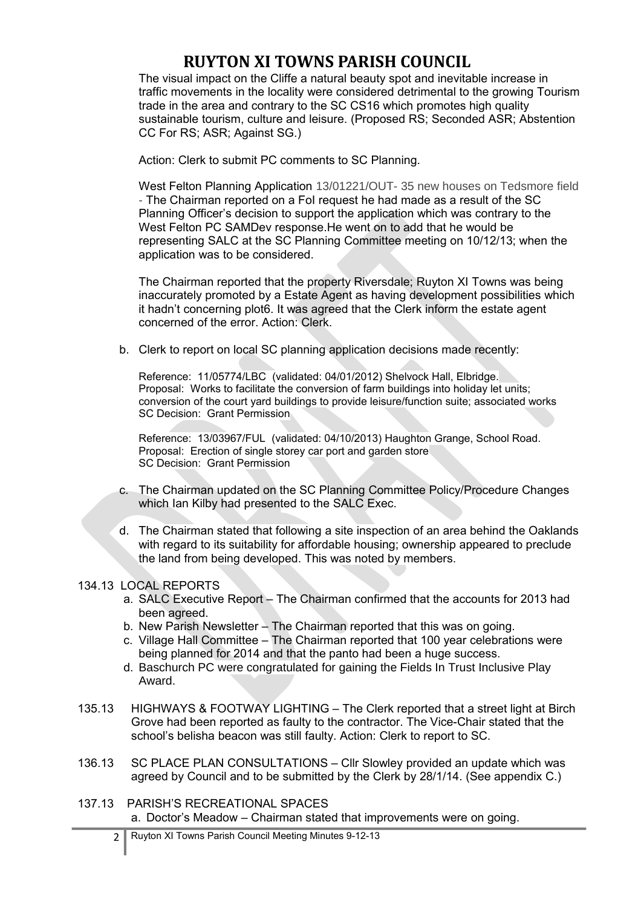The visual impact on the Cliffe a natural beauty spot and inevitable increase in traffic movements in the locality were considered detrimental to the growing Tourism trade in the area and contrary to the SC CS16 which promotes high quality sustainable tourism, culture and leisure. (Proposed RS; Seconded ASR; Abstention CC For RS; ASR; Against SG.)

Action: Clerk to submit PC comments to SC Planning.

West Felton Planning Application 13/01221/OUT- 35 new houses on Tedsmore field - The Chairman reported on a FoI request he had made as a result of the SC Planning Officer's decision to support the application which was contrary to the West Felton PC SAMDev response.He went on to add that he would be representing SALC at the SC Planning Committee meeting on 10/12/13; when the application was to be considered.

The Chairman reported that the property Riversdale; Ruyton XI Towns was being inaccurately promoted by a Estate Agent as having development possibilities which it hadn't concerning plot6. It was agreed that the Clerk inform the estate agent concerned of the error. Action: Clerk.

b. Clerk to report on local SC planning application decisions made recently:

Reference: 11/05774/LBC (validated: 04/01/2012) Shelvock Hall, Elbridge.
Proposal: Works to facilitate the conversion of farm buildings into holiday let units; conversion of the court yard buildings to provide leisure/function suite; associated works
SC Decision: Grant Permission

Reference: 13/03967/FUL (validated: 04/10/2013) Haughton Grange, School Road.
Proposal: Erection of single storey car port and garden store
SC Decision: Grant Permission

c. The Chairman updated on the SC Planning Committee Policy/Procedure Changes which Ian Kilby had presented to the SALC Exec.

d. The Chairman stated that following a site inspection of an area behind the Oaklands with regard to its suitability for affordable housing; ownership appeared to preclude the land from being developed. This was noted by members.

134.13 LOCAL REPORTS

a. SALC Executive Report – The Chairman confirmed that the accounts for 2013 had been agreed.
b. New Parish Newsletter – The Chairman reported that this was on going.
c. Village Hall Committee – The Chairman reported that 100 year celebrations were being planned for 2014 and that the panto had been a huge success.
d. Baschurch PC were congratulated for gaining the Fields In Trust Inclusive Play Award.

135.13 HIGHWAYS & FOOTWAY LIGHTING – The Clerk reported that a street light at Birch Grove had been reported as faulty to the contractor. The Vice-Chair stated that the school's belisha beacon was still faulty. Action: Clerk to report to SC.

136.13 SC PLACE PLAN CONSULTATIONS – Cllr Slowley provided an update which was agreed by Council and to be submitted by the Clerk by 28/1/14. (See appendix C.)

137.13 PARISH'S RECREATIONAL SPACES

a. Doctor's Meadow – Chairman stated that improvements were on going.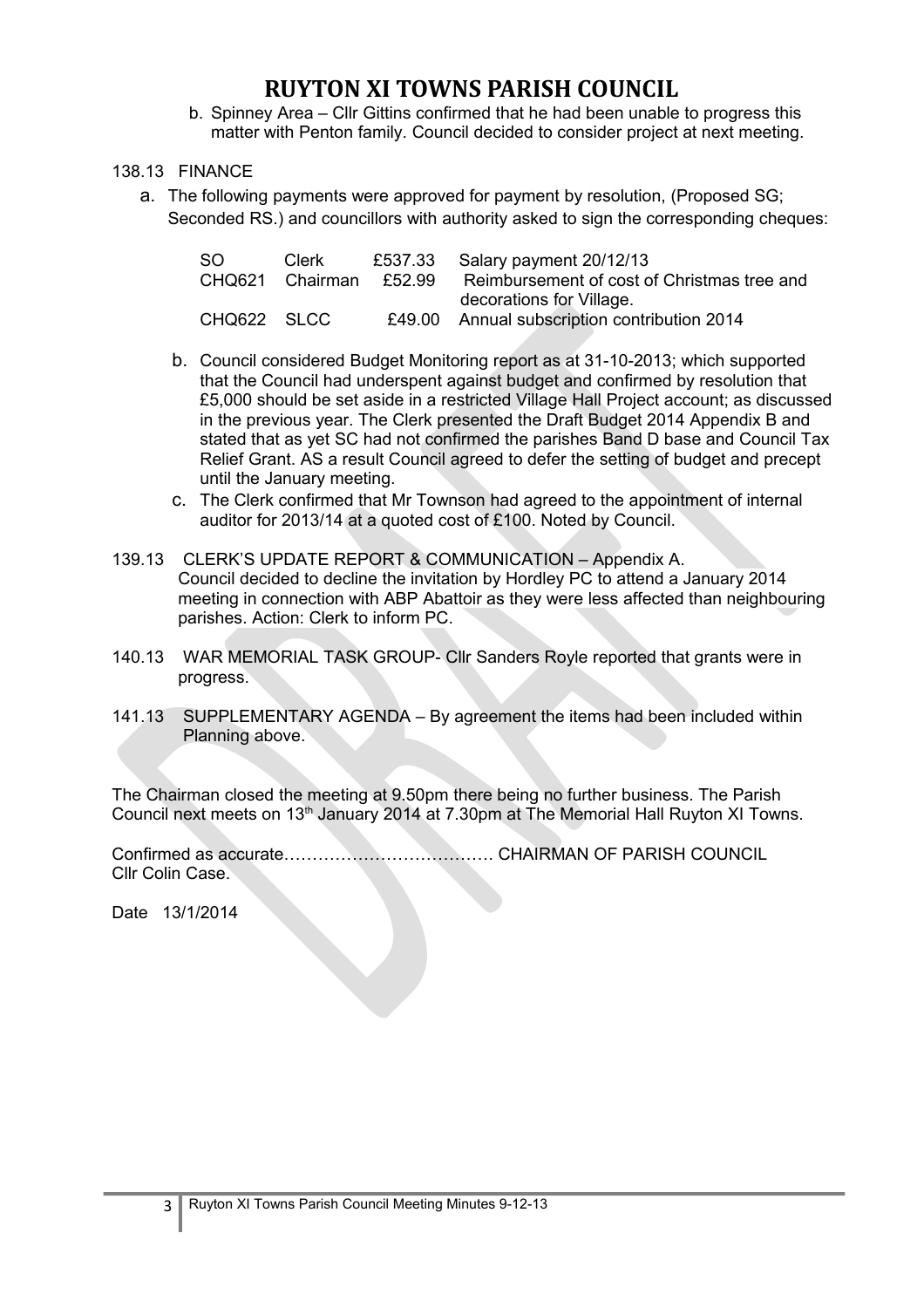# RUYTON XI TOWNS PARISH COUNCIL

b. Spinney Area – Cllr Gittins confirmed that he had been unable to progress this matter with Penton family. Council decided to consider project at next meeting.

138.13 FINANCE

a. The following payments were approved for payment by resolution, (Proposed SG; Seconded RS.) and councillors with authority asked to sign the corresponding cheques:

| | | | |
|---|---|---|---|
| SO | Clerk | £537.33 | Salary payment 20/12/13 |
| CHQ621 | Chairman | £52.99 | Reimbursement of cost of Christmas tree and decorations for Village. |
| CHQ622 | SLCC | £49.00 | Annual subscription contribution 2014 |

b. Council considered Budget Monitoring report as at 31-10-2013; which supported that the Council had underspent against budget and confirmed by resolution that £5,000 should be set aside in a restricted Village Hall Project account; as discussed in the previous year. The Clerk presented the Draft Budget 2014 Appendix B and stated that as yet SC had not confirmed the parishes Band D base and Council Tax Relief Grant. AS a result Council agreed to defer the setting of budget and precept until the January meeting.

c. The Clerk confirmed that Mr Townson had agreed to the appointment of internal auditor for 2013/14 at a quoted cost of £100. Noted by Council.

139.13 CLERK'S UPDATE REPORT & COMMUNICATION – Appendix A.
Council decided to decline the invitation by Hordley PC to attend a January 2014 meeting in connection with ABP Abattoir as they were less affected than neighbouring parishes. Action: Clerk to inform PC.

140.13 WAR MEMORIAL TASK GROUP- Cllr Sanders Royle reported that grants were in progress.

141.13 SUPPLEMENTARY AGENDA – By agreement the items had been included within Planning above.

The Chairman closed the meeting at 9.50pm there being no further business. The Parish Council next meets on 13th January 2014 at 7.30pm at The Memorial Hall Ruyton XI Towns.

Confirmed as accurate………………………………. CHAIRMAN OF PARISH COUNCIL
Cllr Colin Case.

Date 13/1/2014